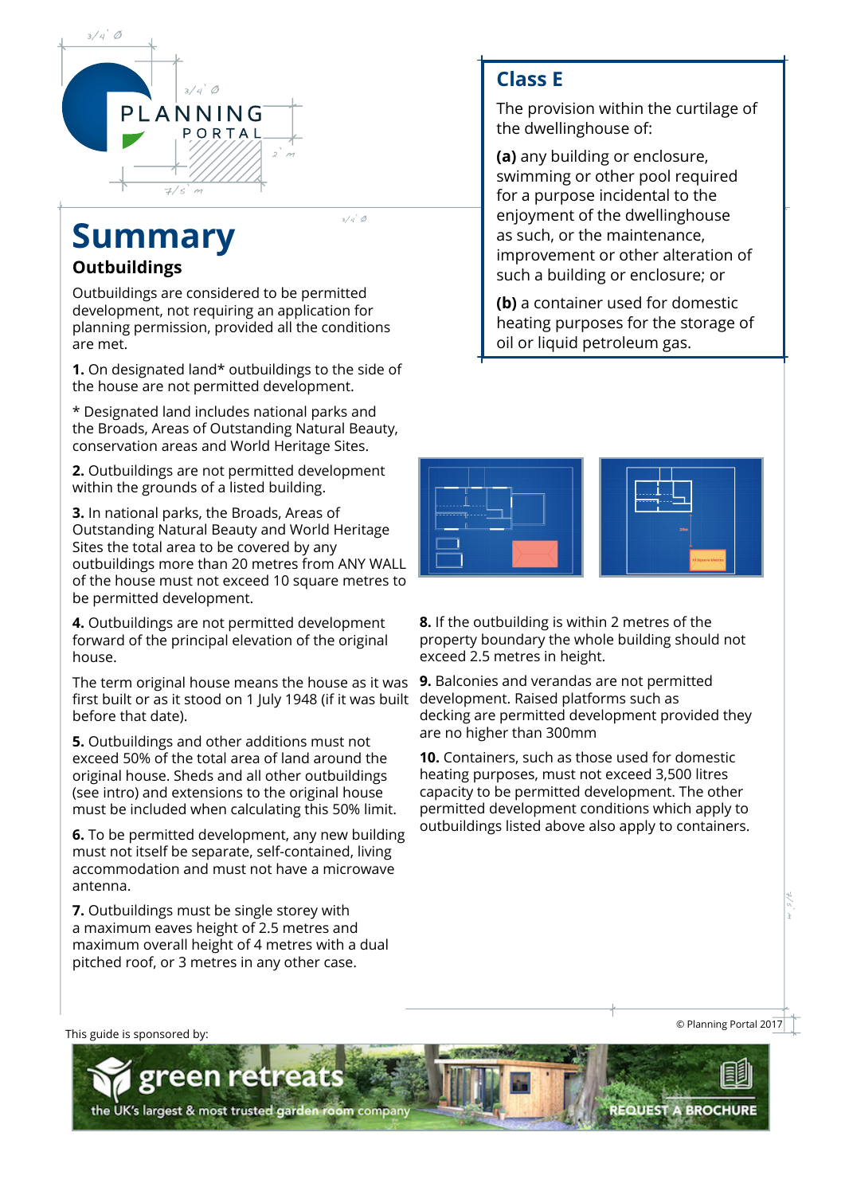# Summary

## Outbuildings

Outbuildings are considered to be permitted development, not requiring an application for planning permission, provided all the conditions are met.

**1.** On designated land* outbuildings to the side of the house are not permitted development.

* Designated land includes national parks and the Broads, Areas of Outstanding Natural Beauty, conservation areas and World Heritage Sites.

**2.** Outbuildings are not permitted development within the grounds of a listed building.

**3.** In national parks, the Broads, Areas of Outstanding Natural Beauty and World Heritage Sites the total area to be covered by any outbuildings more than 20 metres from ANY WALL of the house must not exceed 10 square metres to be permitted development.

**4.** Outbuildings are not permitted development forward of the principal elevation of the original house.

The term original house means the house as it was first built or as it stood on 1 July 1948 (if it was built before that date).

**5.** Outbuildings and other additions must not exceed 50% of the total area of land around the original house. Sheds and all other outbuildings (see intro) and extensions to the original house must be included when calculating this 50% limit.

**6.** To be permitted development, any new building must not itself be separate, self-contained, living accommodation and must not have a microwave antenna.

**7.** Outbuildings must be single storey with a maximum eaves height of 2.5 metres and maximum overall height of 4 metres with a dual pitched roof, or 3 metres in any other case.

**8.** If the outbuilding is within 2 metres of the property boundary the whole building should not exceed 2.5 metres in height.

**9.** Balconies and verandas are not permitted development. Raised platforms such as decking are permitted development provided they are no higher than 300mm

**10.** Containers, such as those used for domestic heating purposes, must not exceed 3,500 litres capacity to be permitted development. The other permitted development conditions which apply to outbuildings listed above also apply to containers.

## Class E

The provision within the curtilage of the dwellinghouse of:

**(a)** any building or enclosure, swimming or other pool required for a purpose incidental to the enjoyment of the dwellinghouse as such, or the maintenance, improvement or other alteration of such a building or enclosure; or

**(b)** a container used for domestic heating purposes for the storage of oil or liquid petroleum gas.

© Planning Portal 2017

This guide is sponsored by:

green retreats – the UK's largest & most trusted garden room company – REQUEST A BROCHURE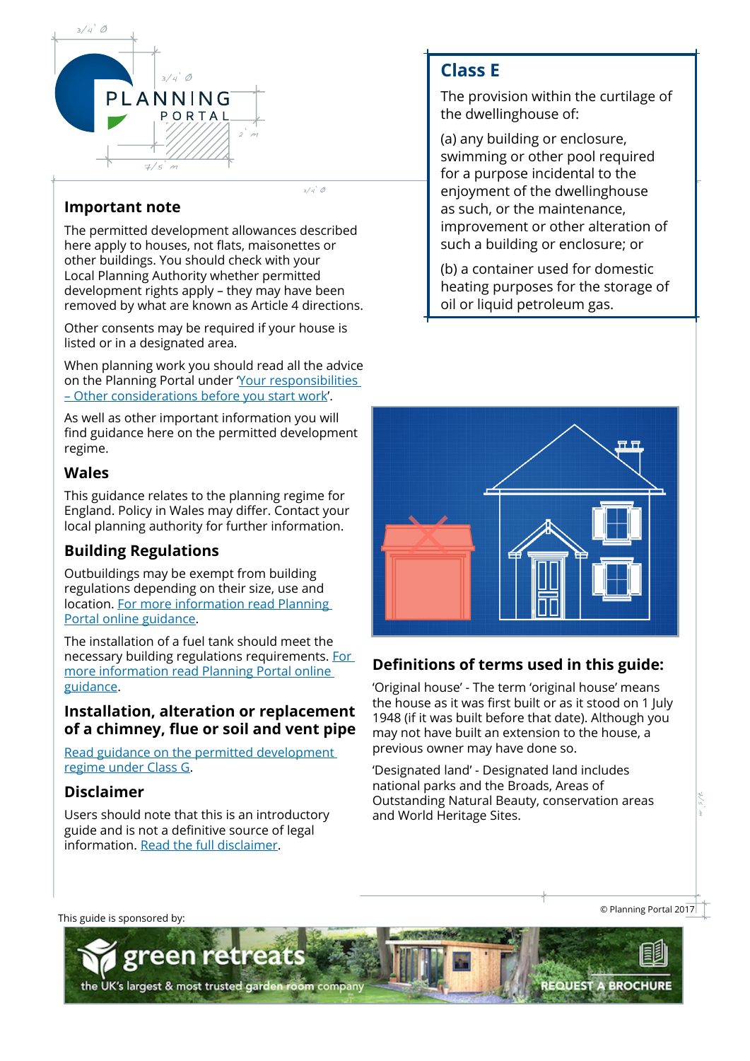## Class E

The provision within the curtilage of the dwellinghouse of:

(a) any building or enclosure, swimming or other pool required for a purpose incidental to the enjoyment of the dwellinghouse as such, or the maintenance, improvement or other alteration of such a building or enclosure; or

(b) a container used for domestic heating purposes for the storage of oil or liquid petroleum gas.

## Important note

The permitted development allowances described here apply to houses, not flats, maisonettes or other buildings. You should check with your Local Planning Authority whether permitted development rights apply – they may have been removed by what are known as Article 4 directions.

Other consents may be required if your house is listed or in a designated area.

When planning work you should read all the advice on the Planning Portal under '[Your responsibilities – Other considerations before you start work]'.

As well as other important information you will find guidance here on the permitted development regime.

## Wales

This guidance relates to the planning regime for England. Policy in Wales may differ. Contact your local planning authority for further information.

## Building Regulations

Outbuildings may be exempt from building regulations depending on their size, use and location. For more information read Planning Portal online guidance.

The installation of a fuel tank should meet the necessary building regulations requirements. For more information read Planning Portal online guidance.

## Installation, alteration or replacement of a chimney, flue or soil and vent pipe

Read guidance on the permitted development regime under Class G.

## Disclaimer

Users should note that this is an introductory guide and is not a definitive source of legal information. Read the full disclaimer.

## Definitions of terms used in this guide:

'Original house' - The term 'original house' means the house as it was first built or as it stood on 1 July 1948 (if it was built before that date). Although you may not have built an extension to the house, a previous owner may have done so.

'Designated land' - Designated land includes national parks and the Broads, Areas of Outstanding Natural Beauty, conservation areas and World Heritage Sites.

© Planning Portal 2017

This guide is sponsored by:

green retreats
the UK's largest & most trusted garden room company
REQUEST A BROCHURE